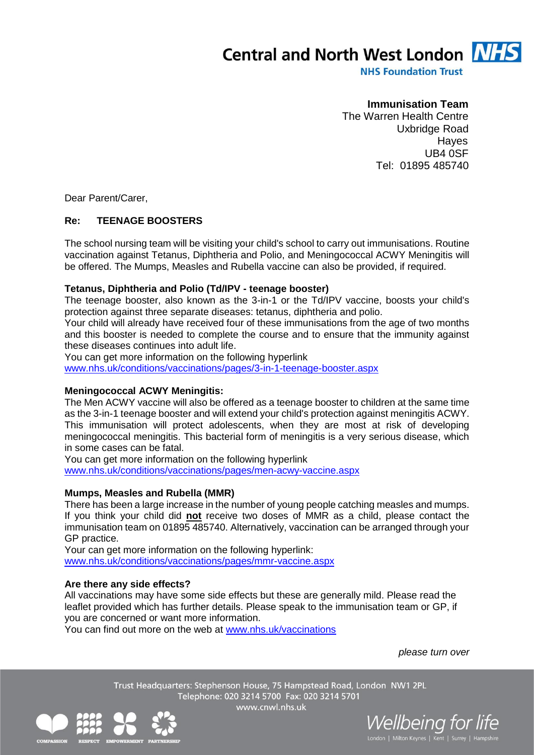Central and North West London NHS Foundation Trust

**Immunisation Team**
The Warren Health Centre
Uxbridge Road
Hayes
UB4 0SF
Tel: 01895 485740

Dear Parent/Carer,

**Re: TEENAGE BOOSTERS**

The school nursing team will be visiting your child's school to carry out immunisations. Routine vaccination against Tetanus, Diphtheria and Polio, and Meningococcal ACWY Meningitis will be offered. The Mumps, Measles and Rubella vaccine can also be provided, if required.

**Tetanus, Diphtheria and Polio (Td/IPV - teenage booster)**

The teenage booster, also known as the 3-in-1 or the Td/IPV vaccine, boosts your child's protection against three separate diseases: tetanus, diphtheria and polio.

Your child will already have received four of these immunisations from the age of two months and this booster is needed to complete the course and to ensure that the immunity against these diseases continues into adult life.

You can get more information on the following hyperlink
www.nhs.uk/conditions/vaccinations/pages/3-in-1-teenage-booster.aspx

**Meningococcal ACWY Meningitis:**

The Men ACWY vaccine will also be offered as a teenage booster to children at the same time as the 3-in-1 teenage booster and will extend your child's protection against meningitis ACWY. This immunisation will protect adolescents, when they are most at risk of developing meningococcal meningitis. This bacterial form of meningitis is a very serious disease, which in some cases can be fatal.

You can get more information on the following hyperlink
www.nhs.uk/conditions/vaccinations/pages/men-acwy-vaccine.aspx

**Mumps, Measles and Rubella (MMR)**

There has been a large increase in the number of young people catching measles and mumps. If you think your child did **not** receive two doses of MMR as a child, please contact the immunisation team on 01895 485740. Alternatively, vaccination can be arranged through your GP practice.

Your can get more information on the following hyperlink:
www.nhs.uk/conditions/vaccinations/pages/mmr-vaccine.aspx

**Are there any side effects?**

All vaccinations may have some side effects but these are generally mild. Please read the leaflet provided which has further details. Please speak to the immunisation team or GP, if you are concerned or want more information.

You can find out more on the web at www.nhs.uk/vaccinations

*please turn over*

Trust Headquarters: Stephenson House, 75 Hampstead Road, London NW1 2PL
Telephone: 020 3214 5700 Fax: 020 3214 5701
www.cnwl.nhs.uk

COMPASSION RESPECT EMPOWERMENT PARTNERSHIP

*Wellbeing for life*
London | Milton Keynes | Kent | Surrey | Hampshire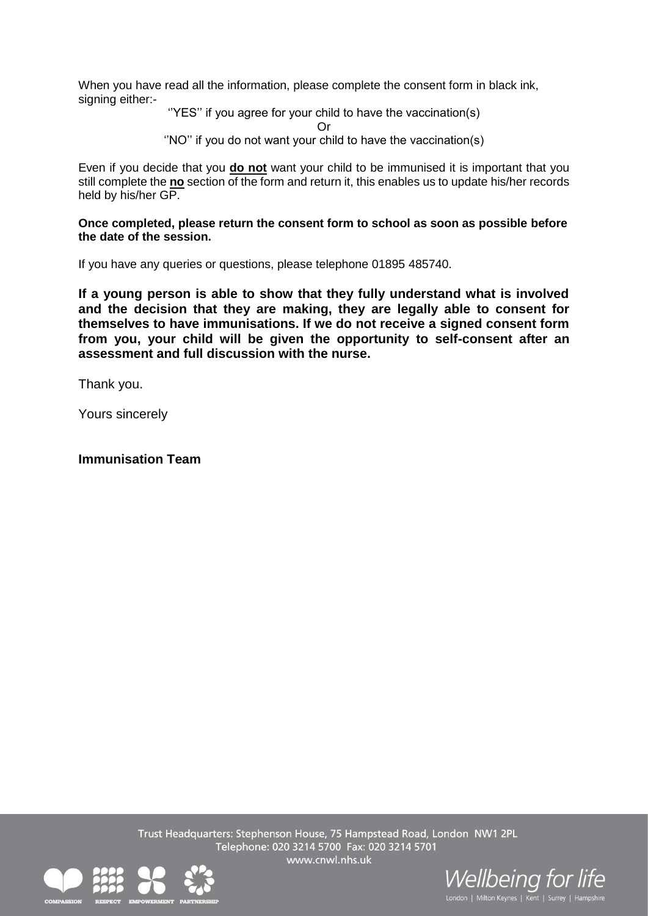When you have read all the information, please complete the consent form in black ink, signing either:-

''YES'' if you agree for your child to have the vaccination(s)

Or

''NO'' if you do not want your child to have the vaccination(s)

Even if you decide that you **do not** want your child to be immunised it is important that you still complete the **no** section of the form and return it, this enables us to update his/her records held by his/her GP.

**Once completed, please return the consent form to school as soon as possible before the date of the session.**

If you have any queries or questions, please telephone 01895 485740.

**If a young person is able to show that they fully understand what is involved and the decision that they are making, they are legally able to consent for themselves to have immunisations. If we do not receive a signed consent form from you, your child will be given the opportunity to self-consent after an assessment and full discussion with the nurse.**

Thank you.

Yours sincerely

**Immunisation Team**